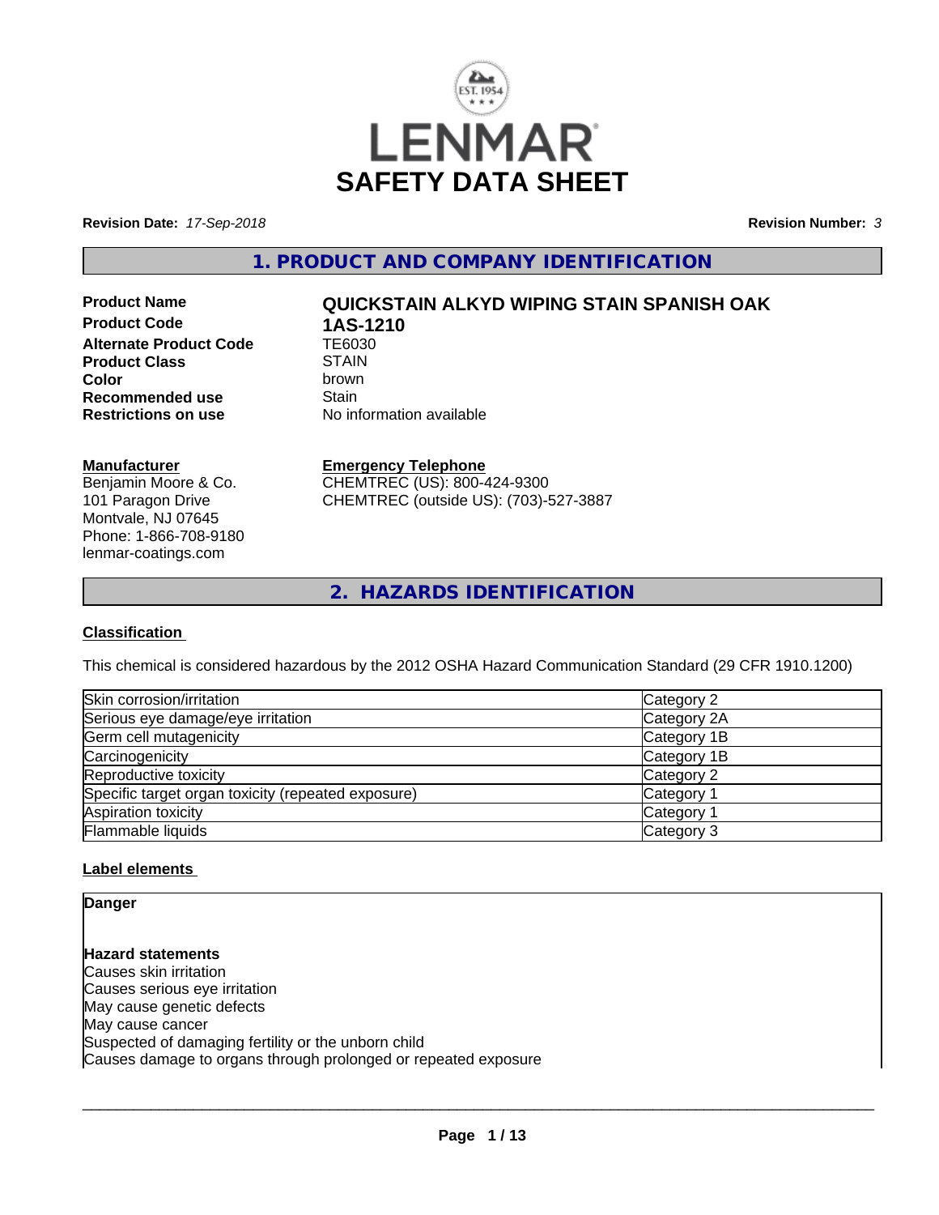LENMAR

# SAFETY DATA SHEET

**Revision Date:** *17-Sep-2018* **Revision Number:** *3*

## 1. PRODUCT AND COMPANY IDENTIFICATION

| | |
|---|---|
| **Product Name** | **QUICKSTAIN ALKYD WIPING STAIN SPANISH OAK** |
| **Product Code** | **1AS-1210** |
| **Alternate Product Code** | TE6030 |
| **Product Class** | STAIN |
| **Color** | brown |
| **Recommended use** | Stain |
| **Restrictions on use** | No information available |

**Manufacturer**
Benjamin Moore & Co.
101 Paragon Drive
Montvale, NJ 07645
Phone: 1-866-708-9180
lenmar-coatings.com

**Emergency Telephone**
CHEMTREC (US): 800-424-9300
CHEMTREC (outside US): (703)-527-3887

## 2. HAZARDS IDENTIFICATION

### Classification

This chemical is considered hazardous by the 2012 OSHA Hazard Communication Standard (29 CFR 1910.1200)

| | |
|---|---|
| Skin corrosion/irritation | Category 2 |
| Serious eye damage/eye irritation | Category 2A |
| Germ cell mutagenicity | Category 1B |
| Carcinogenicity | Category 1B |
| Reproductive toxicity | Category 2 |
| Specific target organ toxicity (repeated exposure) | Category 1 |
| Aspiration toxicity | Category 1 |
| Flammable liquids | Category 3 |

### Label elements

**Danger**

**Hazard statements**
Causes skin irritation
Causes serious eye irritation
May cause genetic defects
May cause cancer
Suspected of damaging fertility or the unborn child
Causes damage to organs through prolonged or repeated exposure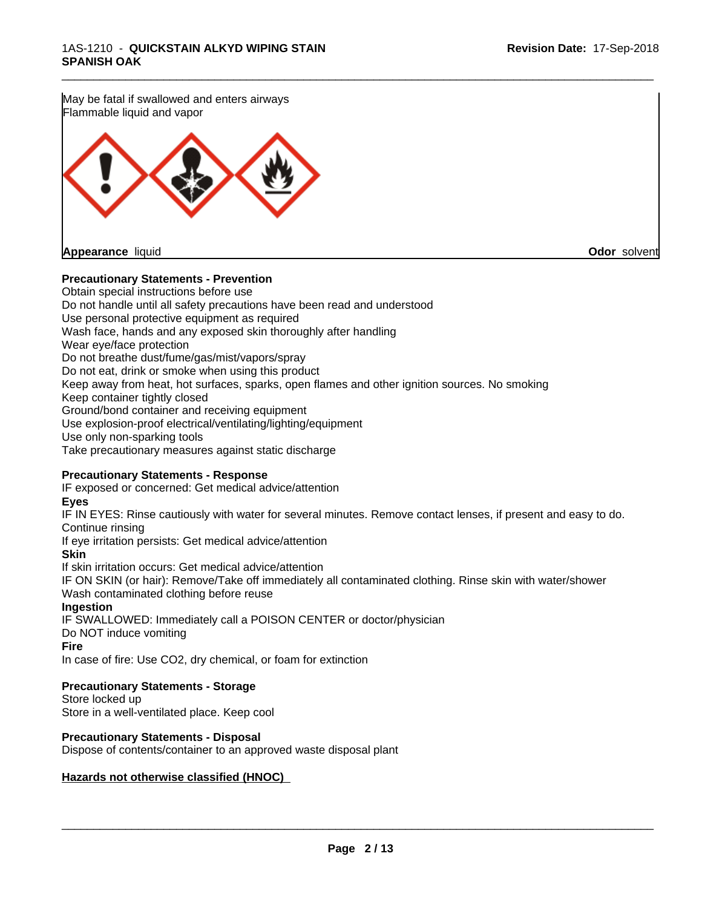May be fatal if swallowed and enters airways
Flammable liquid and vapor

**Appearance** liquid **Odor** solvent

**Precautionary Statements - Prevention**

Obtain special instructions before use
Do not handle until all safety precautions have been read and understood
Use personal protective equipment as required
Wash face, hands and any exposed skin thoroughly after handling
Wear eye/face protection
Do not breathe dust/fume/gas/mist/vapors/spray
Do not eat, drink or smoke when using this product
Keep away from heat, hot surfaces, sparks, open flames and other ignition sources. No smoking
Keep container tightly closed
Ground/bond container and receiving equipment
Use explosion-proof electrical/ventilating/lighting/equipment
Use only non-sparking tools
Take precautionary measures against static discharge

**Precautionary Statements - Response**

IF exposed or concerned: Get medical advice/attention

**Eyes**

IF IN EYES: Rinse cautiously with water for several minutes. Remove contact lenses, if present and easy to do. Continue rinsing
If eye irritation persists: Get medical advice/attention

**Skin**

If skin irritation occurs: Get medical advice/attention
IF ON SKIN (or hair): Remove/Take off immediately all contaminated clothing. Rinse skin with water/shower
Wash contaminated clothing before reuse

**Ingestion**

IF SWALLOWED: Immediately call a POISON CENTER or doctor/physician
Do NOT induce vomiting

**Fire**

In case of fire: Use CO2, dry chemical, or foam for extinction

**Precautionary Statements - Storage**

Store locked up
Store in a well-ventilated place. Keep cool

**Precautionary Statements - Disposal**

Dispose of contents/container to an approved waste disposal plant

**Hazards not otherwise classified (HNOC)**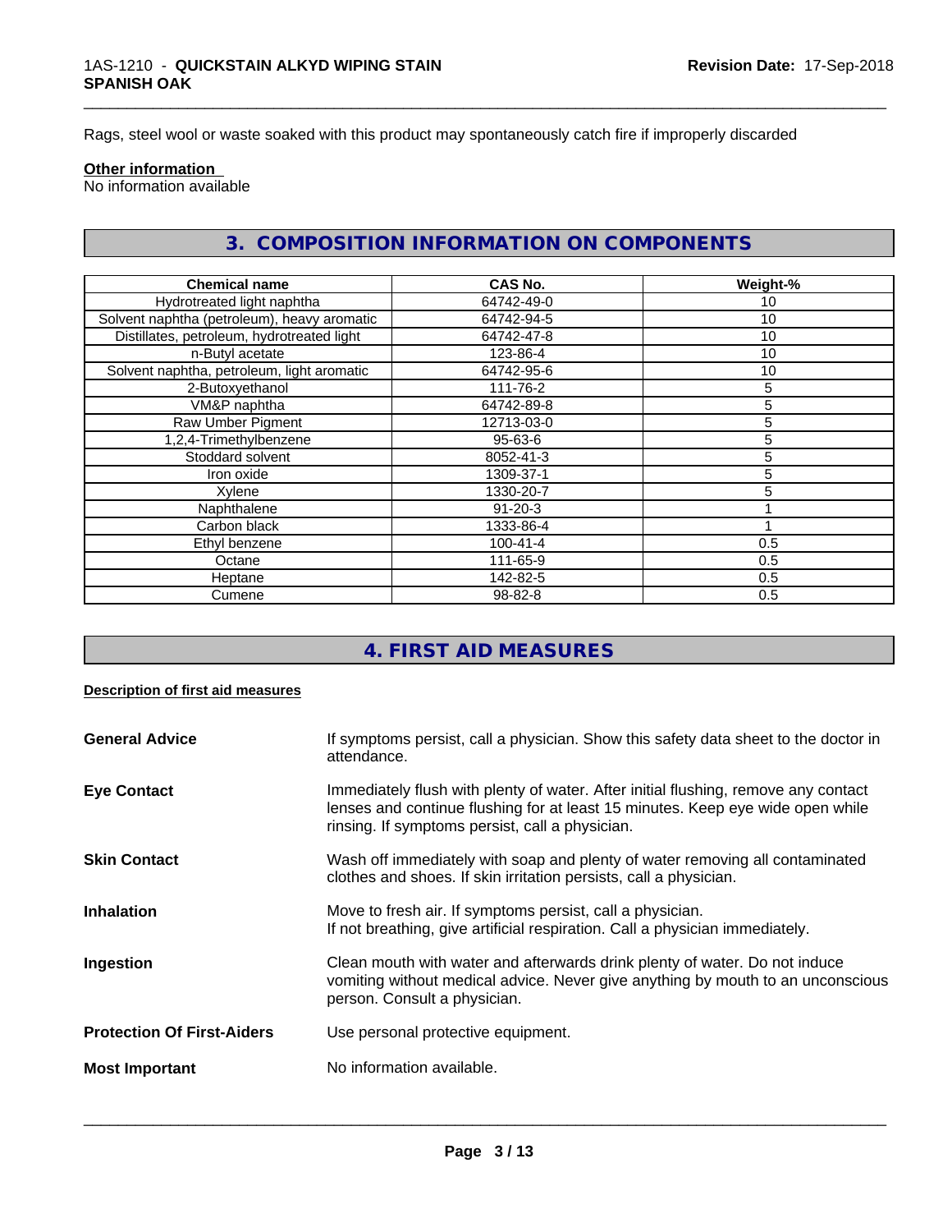Rags, steel wool or waste soaked with this product may spontaneously catch fire if improperly discarded

**Other information**

No information available

## 3. COMPOSITION INFORMATION ON COMPONENTS

| Chemical name | CAS No. | Weight-% |
| --- | --- | --- |
| Hydrotreated light naphtha | 64742-49-0 | 10 |
| Solvent naphtha (petroleum), heavy aromatic | 64742-94-5 | 10 |
| Distillates, petroleum, hydrotreated light | 64742-47-8 | 10 |
| n-Butyl acetate | 123-86-4 | 10 |
| Solvent naphtha, petroleum, light aromatic | 64742-95-6 | 10 |
| 2-Butoxyethanol | 111-76-2 | 5 |
| VM&P naphtha | 64742-89-8 | 5 |
| Raw Umber Pigment | 12713-03-0 | 5 |
| 1,2,4-Trimethylbenzene | 95-63-6 | 5 |
| Stoddard solvent | 8052-41-3 | 5 |
| Iron oxide | 1309-37-1 | 5 |
| Xylene | 1330-20-7 | 5 |
| Naphthalene | 91-20-3 | 1 |
| Carbon black | 1333-86-4 | 1 |
| Ethyl benzene | 100-41-4 | 0.5 |
| Octane | 111-65-9 | 0.5 |
| Heptane | 142-82-5 | 0.5 |
| Cumene | 98-82-8 | 0.5 |

## 4. FIRST AID MEASURES

**Description of first aid measures**

**General Advice** If symptoms persist, call a physician. Show this safety data sheet to the doctor in attendance.

**Eye Contact** Immediately flush with plenty of water. After initial flushing, remove any contact lenses and continue flushing for at least 15 minutes. Keep eye wide open while rinsing. If symptoms persist, call a physician.

**Skin Contact** Wash off immediately with soap and plenty of water removing all contaminated clothes and shoes. If skin irritation persists, call a physician.

**Inhalation** Move to fresh air. If symptoms persist, call a physician.
If not breathing, give artificial respiration. Call a physician immediately.

**Ingestion** Clean mouth with water and afterwards drink plenty of water. Do not induce vomiting without medical advice. Never give anything by mouth to an unconscious person. Consult a physician.

**Protection Of First-Aiders** Use personal protective equipment.

**Most Important** No information available.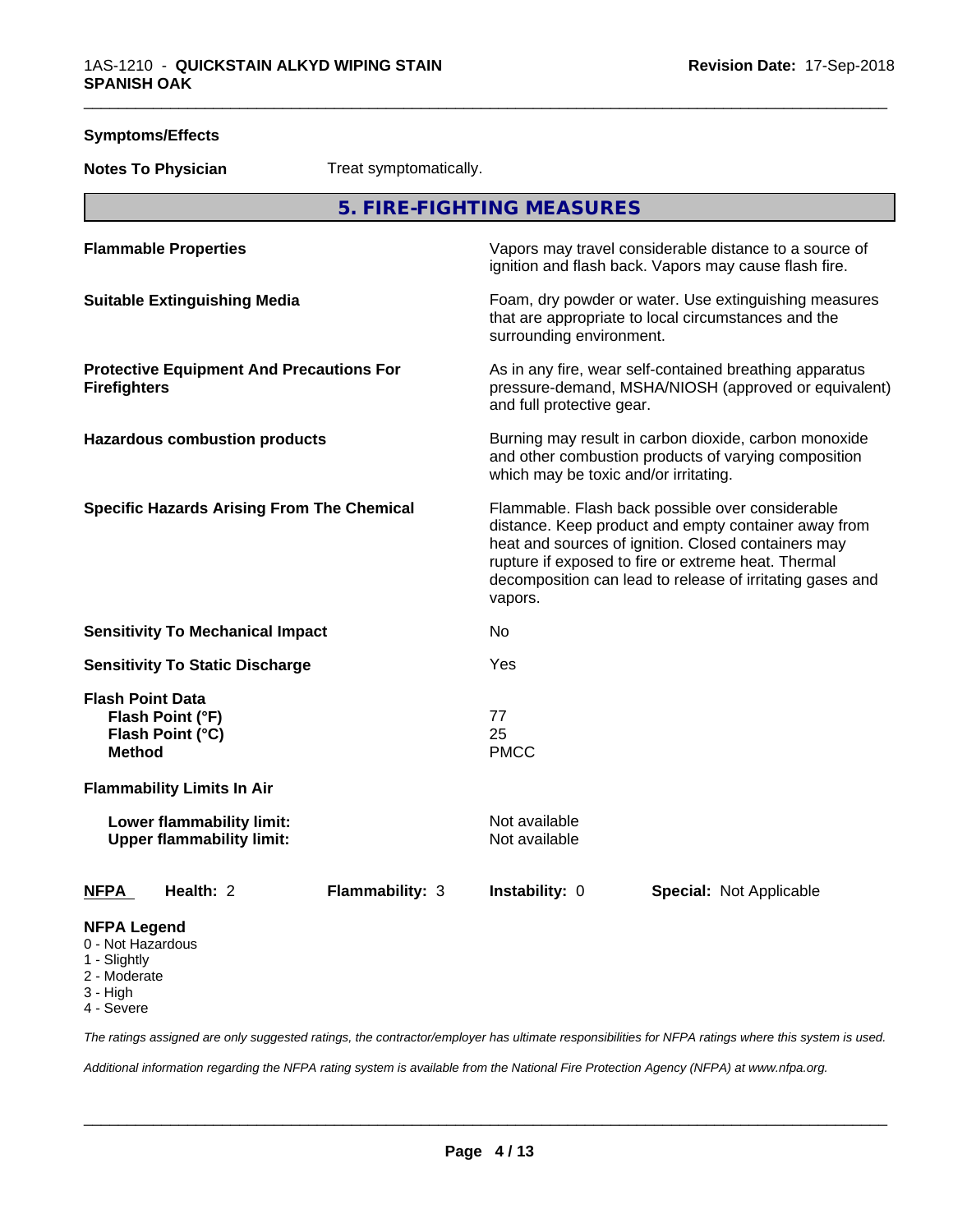**Symptoms/Effects**

**Notes To Physician** Treat symptomatically.

## 5. FIRE-FIGHTING MEASURES

| | |
|---|---|
| **Flammable Properties** | Vapors may travel considerable distance to a source of ignition and flash back. Vapors may cause flash fire. |
| **Suitable Extinguishing Media** | Foam, dry powder or water. Use extinguishing measures that are appropriate to local circumstances and the surrounding environment. |
| **Protective Equipment And Precautions For Firefighters** | As in any fire, wear self-contained breathing apparatus pressure-demand, MSHA/NIOSH (approved or equivalent) and full protective gear. |
| **Hazardous combustion products** | Burning may result in carbon dioxide, carbon monoxide and other combustion products of varying composition which may be toxic and/or irritating. |
| **Specific Hazards Arising From The Chemical** | Flammable. Flash back possible over considerable distance. Keep product and empty container away from heat and sources of ignition. Closed containers may rupture if exposed to fire or extreme heat. Thermal decomposition can lead to release of irritating gases and vapors. |
| **Sensitivity To Mechanical Impact** | No |
| **Sensitivity To Static Discharge** | Yes |

**Flash Point Data**

| | |
|---|---|
| **Flash Point (°F)** | 77 |
| **Flash Point (°C)** | 25 |
| **Method** | PMCC |

**Flammability Limits In Air**

| | |
|---|---|
| **Lower flammability limit:** | Not available |
| **Upper flammability limit:** | Not available |

| **NFPA** | **Health:** 2 | **Flammability:** 3 | **Instability:** 0 | **Special:** Not Applicable |
|---|---|---|---|---|

**NFPA Legend**
- 0 - Not Hazardous
- 1 - Slightly
- 2 - Moderate
- 3 - High
- 4 - Severe

*The ratings assigned are only suggested ratings, the contractor/employer has ultimate responsibilities for NFPA ratings where this system is used.*

*Additional information regarding the NFPA rating system is available from the National Fire Protection Agency (NFPA) at www.nfpa.org.*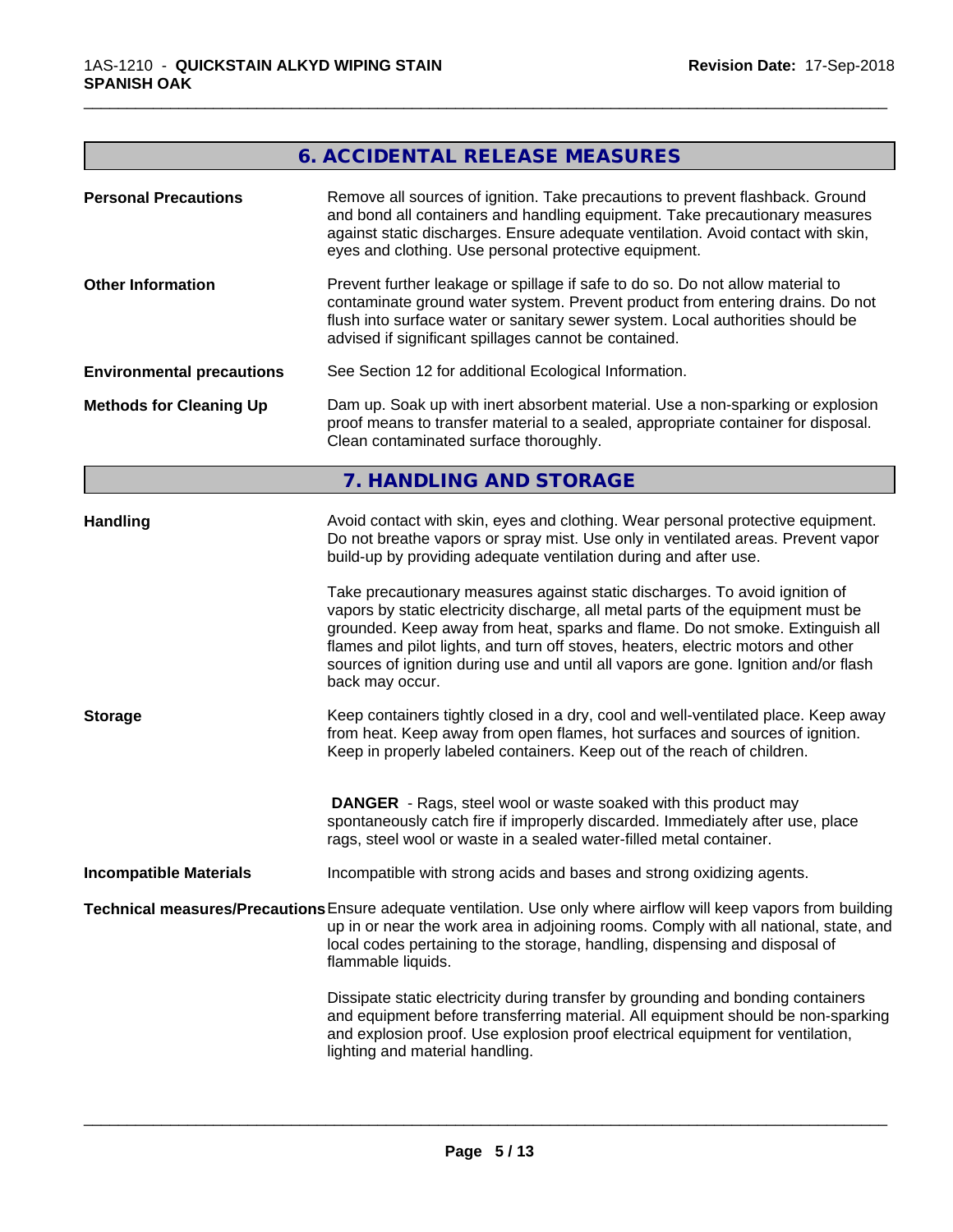## 6. ACCIDENTAL RELEASE MEASURES

**Personal Precautions**
Remove all sources of ignition. Take precautions to prevent flashback. Ground and bond all containers and handling equipment. Take precautionary measures against static discharges. Ensure adequate ventilation. Avoid contact with skin, eyes and clothing. Use personal protective equipment.

**Other Information**
Prevent further leakage or spillage if safe to do so. Do not allow material to contaminate ground water system. Prevent product from entering drains. Do not flush into surface water or sanitary sewer system. Local authorities should be advised if significant spillages cannot be contained.

**Environmental precautions**
See Section 12 for additional Ecological Information.

**Methods for Cleaning Up**
Dam up. Soak up with inert absorbent material. Use a non-sparking or explosion proof means to transfer material to a sealed, appropriate container for disposal. Clean contaminated surface thoroughly.

## 7. HANDLING AND STORAGE

**Handling**
Avoid contact with skin, eyes and clothing. Wear personal protective equipment. Do not breathe vapors or spray mist. Use only in ventilated areas. Prevent vapor build-up by providing adequate ventilation during and after use.

Take precautionary measures against static discharges. To avoid ignition of vapors by static electricity discharge, all metal parts of the equipment must be grounded. Keep away from heat, sparks and flame. Do not smoke. Extinguish all flames and pilot lights, and turn off stoves, heaters, electric motors and other sources of ignition during use and until all vapors are gone. Ignition and/or flash back may occur.

**Storage**
Keep containers tightly closed in a dry, cool and well-ventilated place. Keep away from heat. Keep away from open flames, hot surfaces and sources of ignition. Keep in properly labeled containers. Keep out of the reach of children.

**DANGER** - Rags, steel wool or waste soaked with this product may spontaneously catch fire if improperly discarded. Immediately after use, place rags, steel wool or waste in a sealed water-filled metal container.

**Incompatible Materials**
Incompatible with strong acids and bases and strong oxidizing agents.

**Technical measures/Precautions**
Ensure adequate ventilation. Use only where airflow will keep vapors from building up in or near the work area in adjoining rooms. Comply with all national, state, and local codes pertaining to the storage, handling, dispensing and disposal of flammable liquids.

Dissipate static electricity during transfer by grounding and bonding containers and equipment before transferring material. All equipment should be non-sparking and explosion proof. Use explosion proof electrical equipment for ventilation, lighting and material handling.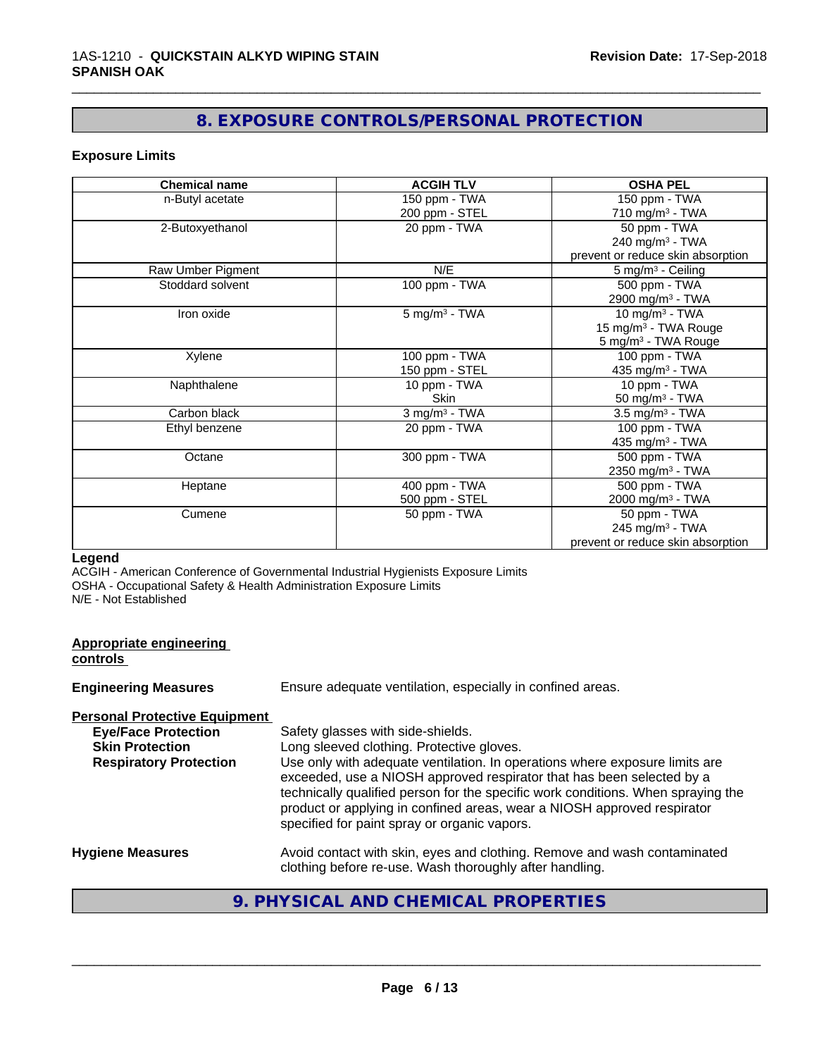# 8. EXPOSURE CONTROLS/PERSONAL PROTECTION

### Exposure Limits

| Chemical name | ACGIH TLV | OSHA PEL |
|---|---|---|
| n-Butyl acetate | 150 ppm - TWA<br>200 ppm - STEL | 150 ppm - TWA<br>710 mg/m³ - TWA |
| 2-Butoxyethanol | 20 ppm - TWA | 50 ppm - TWA<br>240 mg/m³ - TWA<br>prevent or reduce skin absorption |
| Raw Umber Pigment | N/E | 5 mg/m³ - Ceiling |
| Stoddard solvent | 100 ppm - TWA | 500 ppm - TWA<br>2900 mg/m³ - TWA |
| Iron oxide | 5 mg/m³ - TWA | 10 mg/m³ - TWA<br>15 mg/m³ - TWA Rouge<br>5 mg/m³ - TWA Rouge |
| Xylene | 100 ppm - TWA<br>150 ppm - STEL | 100 ppm - TWA<br>435 mg/m³ - TWA |
| Naphthalene | 10 ppm - TWA<br>Skin | 10 ppm - TWA<br>50 mg/m³ - TWA |
| Carbon black | 3 mg/m³ - TWA | 3.5 mg/m³ - TWA |
| Ethyl benzene | 20 ppm - TWA | 100 ppm - TWA<br>435 mg/m³ - TWA |
| Octane | 300 ppm - TWA | 500 ppm - TWA<br>2350 mg/m³ - TWA |
| Heptane | 400 ppm - TWA<br>500 ppm - STEL | 500 ppm - TWA<br>2000 mg/m³ - TWA |
| Cumene | 50 ppm - TWA | 50 ppm - TWA<br>245 mg/m³ - TWA<br>prevent or reduce skin absorption |

**Legend**
ACGIH - American Conference of Governmental Industrial Hygienists Exposure Limits
OSHA - Occupational Safety & Health Administration Exposure Limits
N/E - Not Established

**Appropriate engineering controls**

**Engineering Measures** Ensure adequate ventilation, especially in confined areas.

**Personal Protective Equipment**

**Eye/Face Protection** Safety glasses with side-shields.

**Skin Protection** Long sleeved clothing. Protective gloves.

**Respiratory Protection** Use only with adequate ventilation. In operations where exposure limits are exceeded, use a NIOSH approved respirator that has been selected by a technically qualified person for the specific work conditions. When spraying the product or applying in confined areas, wear a NIOSH approved respirator specified for paint spray or organic vapors.

**Hygiene Measures** Avoid contact with skin, eyes and clothing. Remove and wash contaminated clothing before re-use. Wash thoroughly after handling.

# 9. PHYSICAL AND CHEMICAL PROPERTIES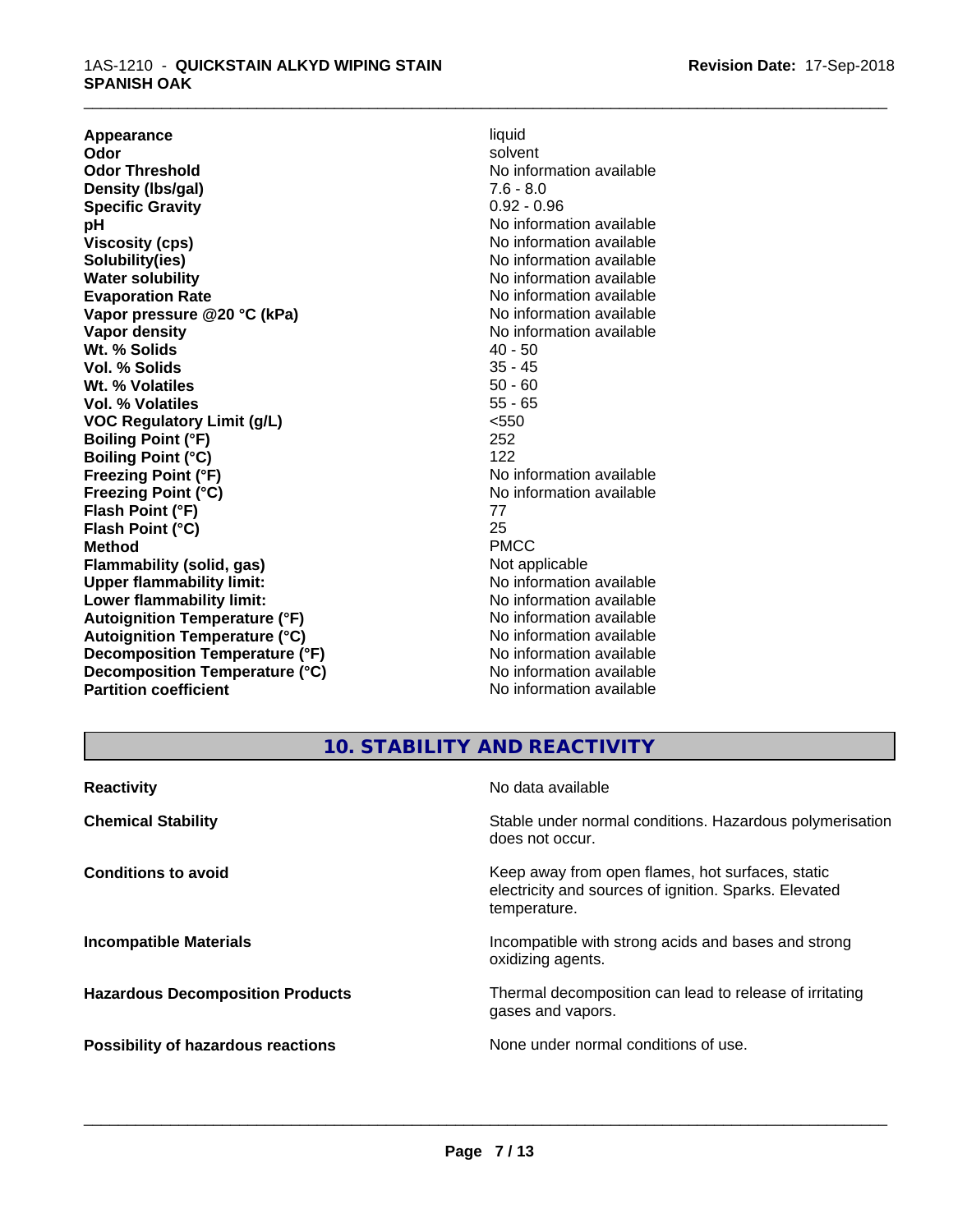| | |
|---|---|
| **Appearance** | liquid |
| **Odor** | solvent |
| **Odor Threshold** | No information available |
| **Density (lbs/gal)** | 7.6 - 8.0 |
| **Specific Gravity** | 0.92 - 0.96 |
| **pH** | No information available |
| **Viscosity (cps)** | No information available |
| **Solubility(ies)** | No information available |
| **Water solubility** | No information available |
| **Evaporation Rate** | No information available |
| **Vapor pressure @20 °C (kPa)** | No information available |
| **Vapor density** | No information available |
| **Wt. % Solids** | 40 - 50 |
| **Vol. % Solids** | 35 - 45 |
| **Wt. % Volatiles** | 50 - 60 |
| **Vol. % Volatiles** | 55 - 65 |
| **VOC Regulatory Limit (g/L)** | <550 |
| **Boiling Point (°F)** | 252 |
| **Boiling Point (°C)** | 122 |
| **Freezing Point (°F)** | No information available |
| **Freezing Point (°C)** | No information available |
| **Flash Point (°F)** | 77 |
| **Flash Point (°C)** | 25 |
| **Method** | PMCC |
| **Flammability (solid, gas)** | Not applicable |
| **Upper flammability limit:** | No information available |
| **Lower flammability limit:** | No information available |
| **Autoignition Temperature (°F)** | No information available |
| **Autoignition Temperature (°C)** | No information available |
| **Decomposition Temperature (°F)** | No information available |
| **Decomposition Temperature (°C)** | No information available |
| **Partition coefficient** | No information available |

## 10. STABILITY AND REACTIVITY

| | |
|---|---|
| **Reactivity** | No data available |
| **Chemical Stability** | Stable under normal conditions. Hazardous polymerisation does not occur. |
| **Conditions to avoid** | Keep away from open flames, hot surfaces, static electricity and sources of ignition. Sparks. Elevated temperature. |
| **Incompatible Materials** | Incompatible with strong acids and bases and strong oxidizing agents. |
| **Hazardous Decomposition Products** | Thermal decomposition can lead to release of irritating gases and vapors. |
| **Possibility of hazardous reactions** | None under normal conditions of use. |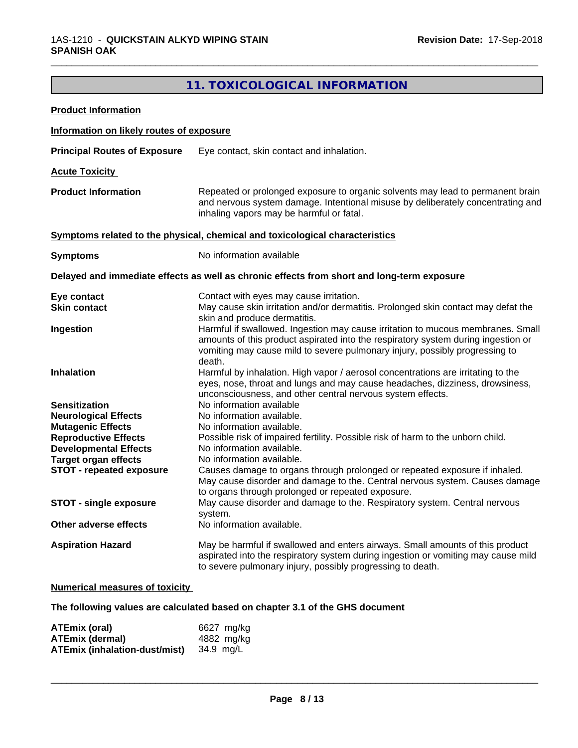## 11. TOXICOLOGICAL INFORMATION

**Product Information**

**Information on likely routes of exposure**

**Principal Routes of Exposure** Eye contact, skin contact and inhalation.

**Acute Toxicity**

**Product Information** Repeated or prolonged exposure to organic solvents may lead to permanent brain and nervous system damage. Intentional misuse by deliberately concentrating and inhaling vapors may be harmful or fatal.

**Symptoms related to the physical, chemical and toxicological characteristics**

**Symptoms** No information available

**Delayed and immediate effects as well as chronic effects from short and long-term exposure**

| | |
|---|---|
| **Eye contact** | Contact with eyes may cause irritation. |
| **Skin contact** | May cause skin irritation and/or dermatitis. Prolonged skin contact may defat the skin and produce dermatitis. |
| **Ingestion** | Harmful if swallowed. Ingestion may cause irritation to mucous membranes. Small amounts of this product aspirated into the respiratory system during ingestion or vomiting may cause mild to severe pulmonary injury, possibly progressing to death. |
| **Inhalation** | Harmful by inhalation. High vapor / aerosol concentrations are irritating to the eyes, nose, throat and lungs and may cause headaches, dizziness, drowsiness, unconsciousness, and other central nervous system effects. |
| **Sensitization** | No information available |
| **Neurological Effects** | No information available. |
| **Mutagenic Effects** | No information available. |
| **Reproductive Effects** | Possible risk of impaired fertility. Possible risk of harm to the unborn child. |
| **Developmental Effects** | No information available. |
| **Target organ effects** | No information available. |
| **STOT - repeated exposure** | Causes damage to organs through prolonged or repeated exposure if inhaled. May cause disorder and damage to the. Central nervous system. Causes damage to organs through prolonged or repeated exposure. |
| **STOT - single exposure** | May cause disorder and damage to the. Respiratory system. Central nervous system. |
| **Other adverse effects** | No information available. |
| **Aspiration Hazard** | May be harmful if swallowed and enters airways. Small amounts of this product aspirated into the respiratory system during ingestion or vomiting may cause mild to severe pulmonary injury, possibly progressing to death. |

**Numerical measures of toxicity**

**The following values are calculated based on chapter 3.1 of the GHS document**

| | |
|---|---|
| **ATEmix (oral)** | 6627 mg/kg |
| **ATEmix (dermal)** | 4882 mg/kg |
| **ATEmix (inhalation-dust/mist)** | 34.9 mg/L |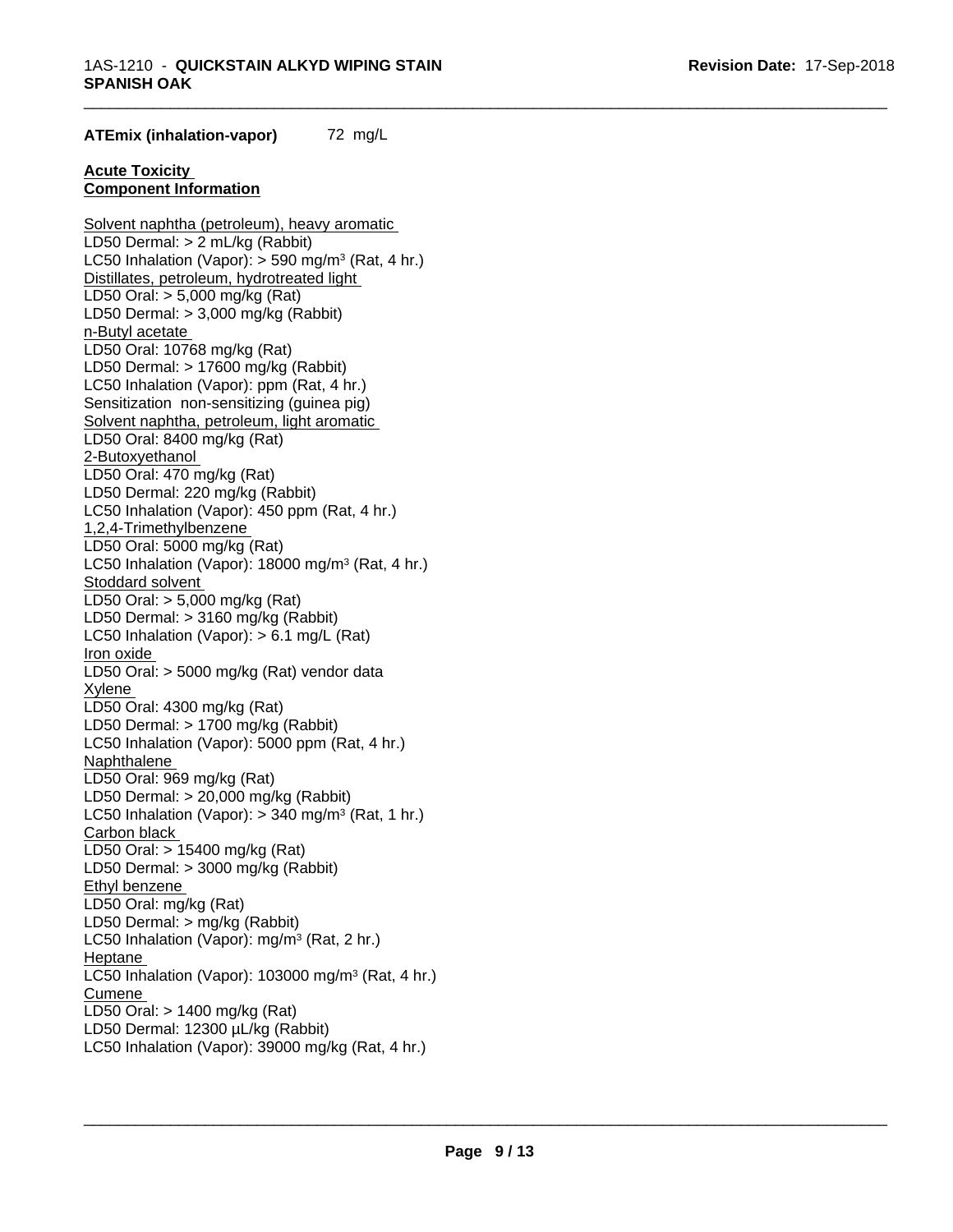**ATEmix (inhalation-vapor)** 72 mg/L

**Acute Toxicity**
**Component Information**

Solvent naphtha (petroleum), heavy aromatic
LD50 Dermal: > 2 mL/kg (Rabbit)
LC50 Inhalation (Vapor): > 590 mg/m³ (Rat, 4 hr.)
Distillates, petroleum, hydrotreated light
LD50 Oral: > 5,000 mg/kg (Rat)
LD50 Dermal: > 3,000 mg/kg (Rabbit)
n-Butyl acetate
LD50 Oral: 10768 mg/kg (Rat)
LD50 Dermal: > 17600 mg/kg (Rabbit)
LC50 Inhalation (Vapor): ppm (Rat, 4 hr.)
Sensitization non-sensitizing (guinea pig)
Solvent naphtha, petroleum, light aromatic
LD50 Oral: 8400 mg/kg (Rat)
2-Butoxyethanol
LD50 Oral: 470 mg/kg (Rat)
LD50 Dermal: 220 mg/kg (Rabbit)
LC50 Inhalation (Vapor): 450 ppm (Rat, 4 hr.)
1,2,4-Trimethylbenzene
LD50 Oral: 5000 mg/kg (Rat)
LC50 Inhalation (Vapor): 18000 mg/m³ (Rat, 4 hr.)
Stoddard solvent
LD50 Oral: > 5,000 mg/kg (Rat)
LD50 Dermal: > 3160 mg/kg (Rabbit)
LC50 Inhalation (Vapor): > 6.1 mg/L (Rat)
Iron oxide
LD50 Oral: > 5000 mg/kg (Rat) vendor data
Xylene
LD50 Oral: 4300 mg/kg (Rat)
LD50 Dermal: > 1700 mg/kg (Rabbit)
LC50 Inhalation (Vapor): 5000 ppm (Rat, 4 hr.)
Naphthalene
LD50 Oral: 969 mg/kg (Rat)
LD50 Dermal: > 20,000 mg/kg (Rabbit)
LC50 Inhalation (Vapor): > 340 mg/m³ (Rat, 1 hr.)
Carbon black
LD50 Oral: > 15400 mg/kg (Rat)
LD50 Dermal: > 3000 mg/kg (Rabbit)
Ethyl benzene
LD50 Oral: mg/kg (Rat)
LD50 Dermal: > mg/kg (Rabbit)
LC50 Inhalation (Vapor): mg/m³ (Rat, 2 hr.)
Heptane
LC50 Inhalation (Vapor): 103000 mg/m³ (Rat, 4 hr.)
Cumene
LD50 Oral: > 1400 mg/kg (Rat)
LD50 Dermal: 12300 µL/kg (Rabbit)
LC50 Inhalation (Vapor): 39000 mg/kg (Rat, 4 hr.)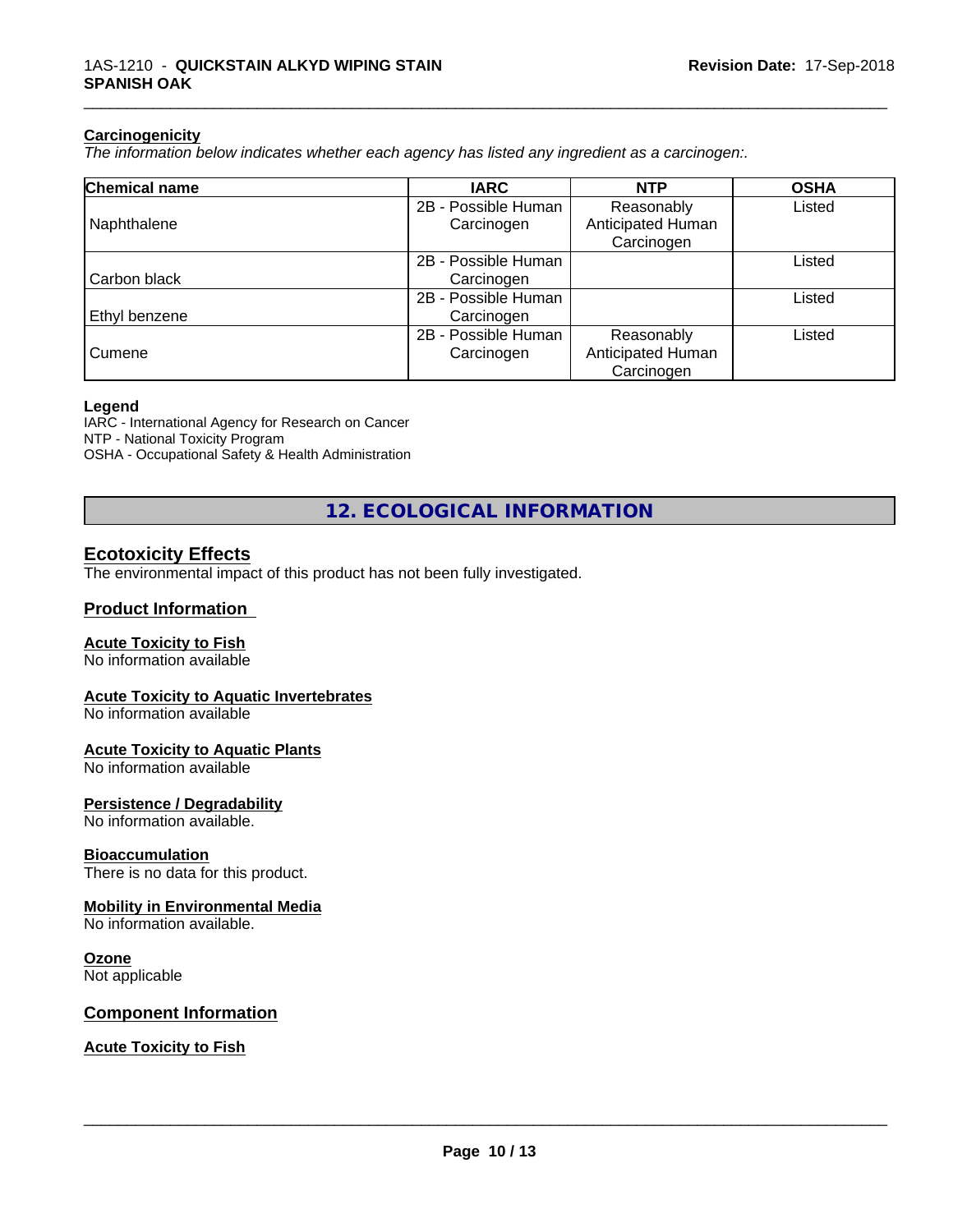### Carcinogenicity

*The information below indicates whether each agency has listed any ingredient as a carcinogen:.*

| Chemical name | IARC | NTP | OSHA |
|---|---|---|---|
| Naphthalene | 2B - Possible Human Carcinogen | Reasonably Anticipated Human Carcinogen | Listed |
| Carbon black | 2B - Possible Human Carcinogen | | Listed |
| Ethyl benzene | 2B - Possible Human Carcinogen | | Listed |
| Cumene | 2B - Possible Human Carcinogen | Reasonably Anticipated Human Carcinogen | Listed |

**Legend**

IARC - International Agency for Research on Cancer
NTP - National Toxicity Program
OSHA - Occupational Safety & Health Administration

## 12. ECOLOGICAL INFORMATION

### Ecotoxicity Effects

The environmental impact of this product has not been fully investigated.

### Product Information

**Acute Toxicity to Fish**
No information available

**Acute Toxicity to Aquatic Invertebrates**
No information available

**Acute Toxicity to Aquatic Plants**
No information available

**Persistence / Degradability**
No information available.

**Bioaccumulation**
There is no data for this product.

**Mobility in Environmental Media**
No information available.

**Ozone**
Not applicable

### Component Information

**Acute Toxicity to Fish**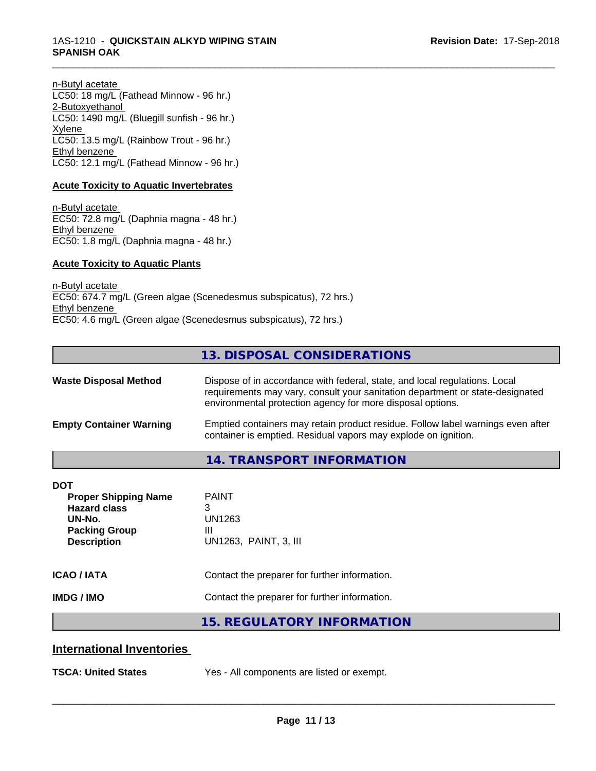n-Butyl acetate
LC50: 18 mg/L (Fathead Minnow - 96 hr.)
2-Butoxyethanol
LC50: 1490 mg/L (Bluegill sunfish - 96 hr.)
Xylene
LC50: 13.5 mg/L (Rainbow Trout - 96 hr.)
Ethyl benzene
LC50: 12.1 mg/L (Fathead Minnow - 96 hr.)

**Acute Toxicity to Aquatic Invertebrates**

n-Butyl acetate
EC50: 72.8 mg/L (Daphnia magna - 48 hr.)
Ethyl benzene
EC50: 1.8 mg/L (Daphnia magna - 48 hr.)

**Acute Toxicity to Aquatic Plants**

n-Butyl acetate
EC50: 674.7 mg/L (Green algae (Scenedesmus subspicatus), 72 hrs.)
Ethyl benzene
EC50: 4.6 mg/L (Green algae (Scenedesmus subspicatus), 72 hrs.)

## 13. DISPOSAL CONSIDERATIONS

**Waste Disposal Method** Dispose of in accordance with federal, state, and local regulations. Local requirements may vary, consult your sanitation department or state-designated environmental protection agency for more disposal options.

**Empty Container Warning** Emptied containers may retain product residue. Follow label warnings even after container is emptied. Residual vapors may explode on ignition.

## 14. TRANSPORT INFORMATION

**DOT**

| | |
|---|---|
| **Proper Shipping Name** | PAINT |
| **Hazard class** | 3 |
| **UN-No.** | UN1263 |
| **Packing Group** | III |
| **Description** | UN1263, PAINT, 3, III |

**ICAO / IATA** Contact the preparer for further information.

**IMDG / IMO** Contact the preparer for further information.

## 15. REGULATORY INFORMATION

### International Inventories

**TSCA: United States** Yes - All components are listed or exempt.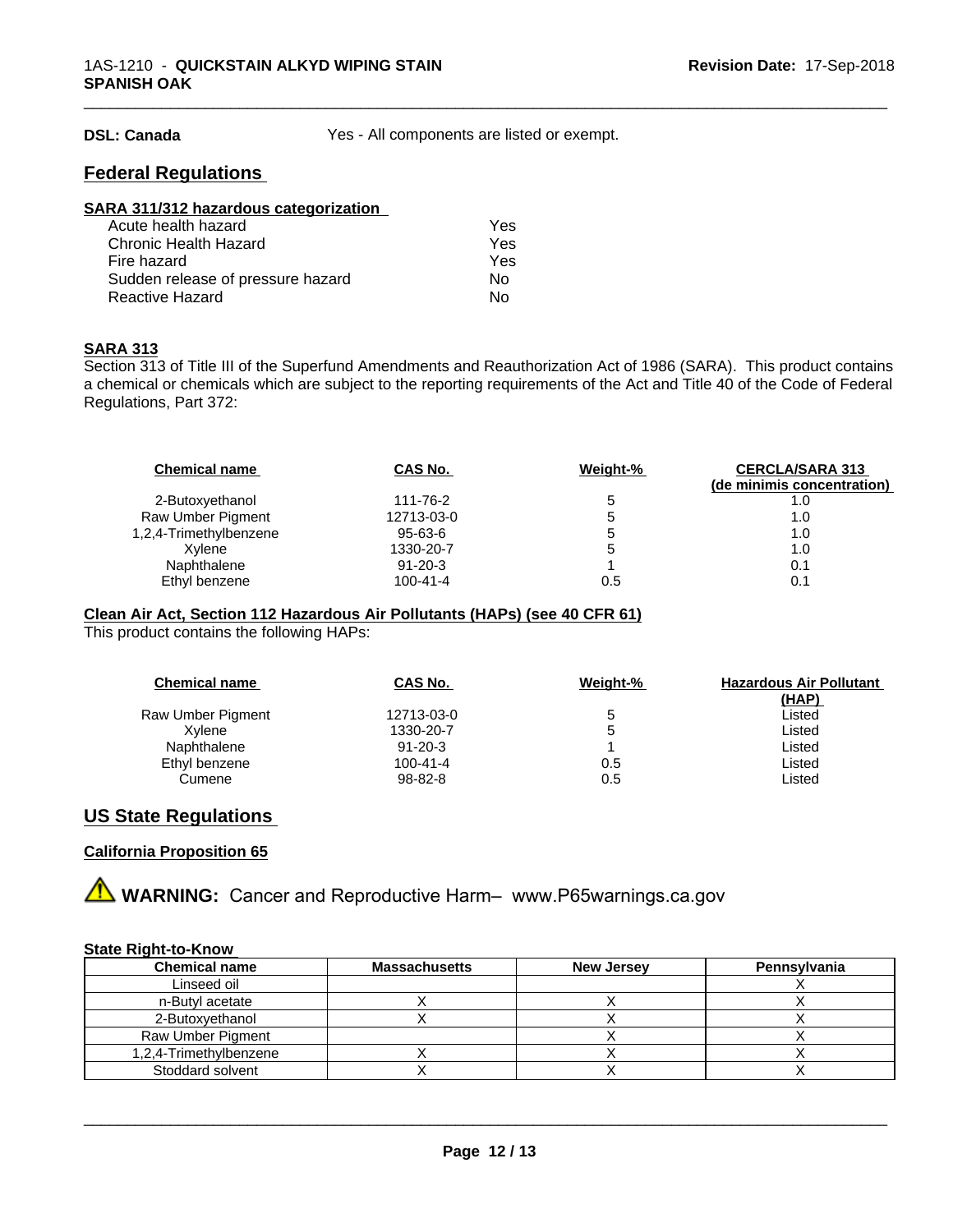**DSL: Canada** Yes - All components are listed or exempt.

## Federal Regulations

### SARA 311/312 hazardous categorization

| | |
|---|---|
| Acute health hazard | Yes |
| Chronic Health Hazard | Yes |
| Fire hazard | Yes |
| Sudden release of pressure hazard | No |
| Reactive Hazard | No |

### SARA 313

Section 313 of Title III of the Superfund Amendments and Reauthorization Act of 1986 (SARA). This product contains a chemical or chemicals which are subject to the reporting requirements of the Act and Title 40 of the Code of Federal Regulations, Part 372:

| Chemical name | CAS No. | Weight-% | CERCLA/SARA 313 (de minimis concentration) |
|---|---|---|---|
| 2-Butoxyethanol | 111-76-2 | 5 | 1.0 |
| Raw Umber Pigment | 12713-03-0 | 5 | 1.0 |
| 1,2,4-Trimethylbenzene | 95-63-6 | 5 | 1.0 |
| Xylene | 1330-20-7 | 5 | 1.0 |
| Naphthalene | 91-20-3 | 1 | 0.1 |
| Ethyl benzene | 100-41-4 | 0.5 | 0.1 |

### Clean Air Act, Section 112 Hazardous Air Pollutants (HAPs) (see 40 CFR 61)

This product contains the following HAPs:

| Chemical name | CAS No. | Weight-% | Hazardous Air Pollutant (HAP) |
|---|---|---|---|
| Raw Umber Pigment | 12713-03-0 | 5 | Listed |
| Xylene | 1330-20-7 | 5 | Listed |
| Naphthalene | 91-20-3 | 1 | Listed |
| Ethyl benzene | 100-41-4 | 0.5 | Listed |
| Cumene | 98-82-8 | 0.5 | Listed |

## US State Regulations

### California Proposition 65

⚠ **WARNING:** Cancer and Reproductive Harm– www.P65warnings.ca.gov

### State Right-to-Know

| Chemical name | Massachusetts | New Jersey | Pennsylvania |
|---|---|---|---|
| Linseed oil | | | X |
| n-Butyl acetate | X | X | X |
| 2-Butoxyethanol | X | X | X |
| Raw Umber Pigment | | X | X |
| 1,2,4-Trimethylbenzene | X | X | X |
| Stoddard solvent | X | X | X |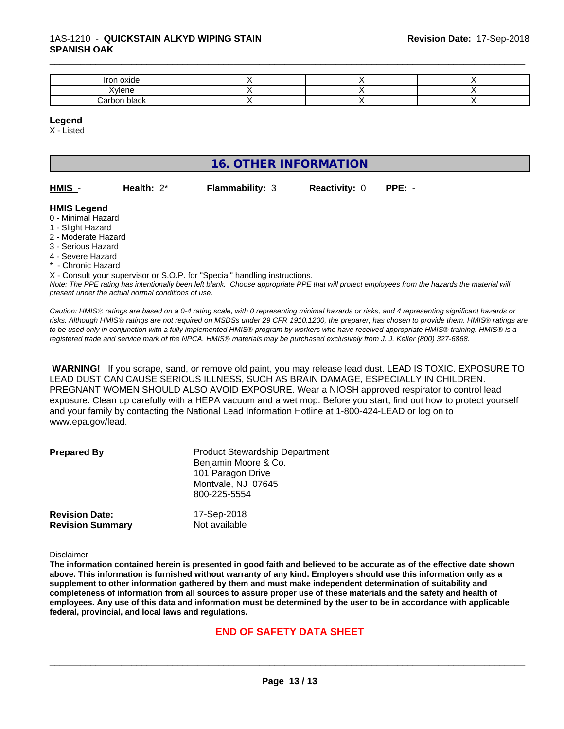| | | | |
|---|---|---|---|
| Iron oxide | X | X | X |
| Xylene | X | X | X |
| Carbon black | X | X | X |

**Legend**
X - Listed

## 16. OTHER INFORMATION

**HMIS** - **Health:** 2* **Flammability:** 3 **Reactivity:** 0 **PPE:** -

**HMIS Legend**
0 - Minimal Hazard
1 - Slight Hazard
2 - Moderate Hazard
3 - Serious Hazard
4 - Severe Hazard
* - Chronic Hazard
X - Consult your supervisor or S.O.P. for "Special" handling instructions.

*Note: The PPE rating has intentionally been left blank. Choose appropriate PPE that will protect employees from the hazards the material will present under the actual normal conditions of use.*

*Caution: HMIS® ratings are based on a 0-4 rating scale, with 0 representing minimal hazards or risks, and 4 representing significant hazards or risks. Although HMIS® ratings are not required on MSDSs under 29 CFR 1910.1200, the preparer, has chosen to provide them. HMIS® ratings are to be used only in conjunction with a fully implemented HMIS® program by workers who have received appropriate HMIS® training. HMIS® is a registered trade and service mark of the NPCA. HMIS® materials may be purchased exclusively from J. J. Keller (800) 327-6868.*

**WARNING!** If you scrape, sand, or remove old paint, you may release lead dust. LEAD IS TOXIC. EXPOSURE TO LEAD DUST CAN CAUSE SERIOUS ILLNESS, SUCH AS BRAIN DAMAGE, ESPECIALLY IN CHILDREN. PREGNANT WOMEN SHOULD ALSO AVOID EXPOSURE. Wear a NIOSH approved respirator to control lead exposure. Clean up carefully with a HEPA vacuum and a wet mop. Before you start, find out how to protect yourself and your family by contacting the National Lead Information Hotline at 1-800-424-LEAD or log on to www.epa.gov/lead.

**Prepared By**
Product Stewardship Department
Benjamin Moore & Co.
101 Paragon Drive
Montvale, NJ 07645
800-225-5554

**Revision Date:** 17-Sep-2018
**Revision Summary** Not available

Disclaimer
**The information contained herein is presented in good faith and believed to be accurate as of the effective date shown above. This information is furnished without warranty of any kind. Employers should use this information only as a supplement to other information gathered by them and must make independent determination of suitability and completeness of information from all sources to assure proper use of these materials and the safety and health of employees. Any use of this data and information must be determined by the user to be in accordance with applicable federal, provincial, and local laws and regulations.**

**END OF SAFETY DATA SHEET**